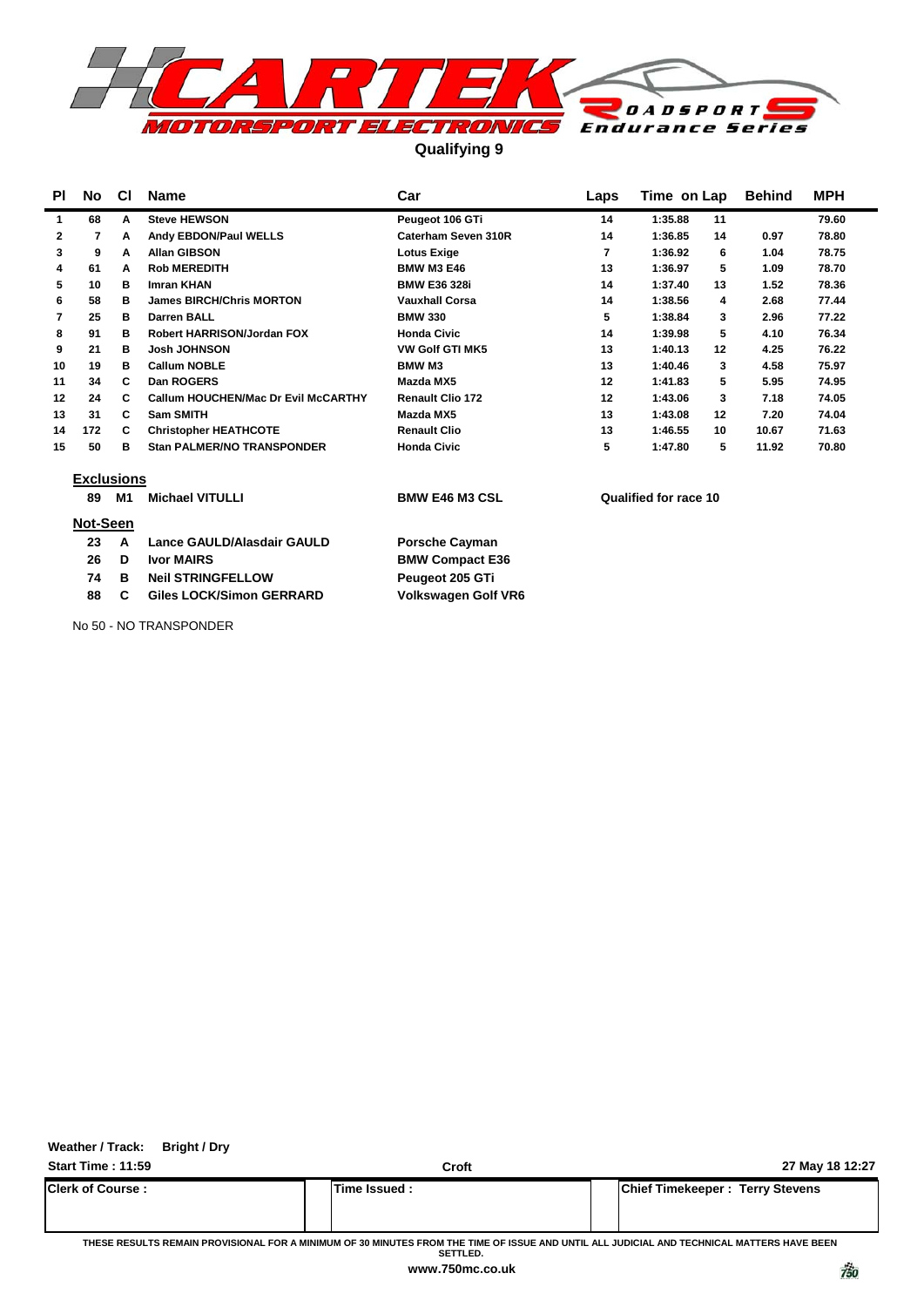# CARTEK MOTORSPORT ELECTRONICS ROADSPORTS Endurance Series

## Qualifying 9

| Pl | No | Cl | Name | Car | Laps | Time | on Lap | Behind | MPH |
|---|---|---|---|---|---|---|---|---|---|
| 1 | 68 | A | Steve HEWSON | Peugeot 106 GTi | 14 | 1:35.88 | 11 | | 79.60 |
| 2 | 7 | A | Andy EBDON/Paul WELLS | Caterham Seven 310R | 14 | 1:36.85 | 14 | 0.97 | 78.80 |
| 3 | 9 | A | Allan GIBSON | Lotus Exige | 7 | 1:36.92 | 6 | 1.04 | 78.75 |
| 4 | 61 | A | Rob MEREDITH | BMW M3 E46 | 13 | 1:36.97 | 5 | 1.09 | 78.70 |
| 5 | 10 | B | Imran KHAN | BMW E36 328i | 14 | 1:37.40 | 13 | 1.52 | 78.36 |
| 6 | 58 | B | James BIRCH/Chris MORTON | Vauxhall Corsa | 14 | 1:38.56 | 4 | 2.68 | 77.44 |
| 7 | 25 | B | Darren BALL | BMW 330 | 5 | 1:38.84 | 3 | 2.96 | 77.22 |
| 8 | 91 | B | Robert HARRISON/Jordan FOX | Honda Civic | 14 | 1:39.98 | 5 | 4.10 | 76.34 |
| 9 | 21 | B | Josh JOHNSON | VW Golf GTI MK5 | 13 | 1:40.13 | 12 | 4.25 | 76.22 |
| 10 | 19 | B | Callum NOBLE | BMW M3 | 13 | 1:40.46 | 3 | 4.58 | 75.97 |
| 11 | 34 | C | Dan ROGERS | Mazda MX5 | 12 | 1:41.83 | 5 | 5.95 | 74.95 |
| 12 | 24 | C | Callum HOUCHEN/Mac Dr Evil McCARTHY | Renault Clio 172 | 12 | 1:43.06 | 3 | 7.18 | 74.05 |
| 13 | 31 | C | Sam SMITH | Mazda MX5 | 13 | 1:43.08 | 12 | 7.20 | 74.04 |
| 14 | 172 | C | Christopher HEATHCOTE | Renault Clio | 13 | 1:46.55 | 10 | 10.67 | 71.63 |
| 15 | 50 | B | Stan PALMER/NO TRANSPONDER | Honda Civic | 5 | 1:47.80 | 5 | 11.92 | 70.80 |

**Exclusions**

| No | Cl | Name | Car | |
|---|---|---|---|---|
| 89 | M1 | Michael VITULLI | BMW E46 M3 CSL | Qualified for race 10 |

**Not-Seen**

| No | Cl | Name | Car |
|---|---|---|---|
| 23 | A | Lance GAULD/Alasdair GAULD | Porsche Cayman |
| 26 | D | Ivor MAIRS | BMW Compact E36 |
| 74 | B | Neil STRINGFELLOW | Peugeot 205 GTi |
| 88 | C | Giles LOCK/Simon GERRARD | Volkswagen Golf VR6 |

No 50 - NO TRANSPONDER

**Weather / Track:** Bright / Dry

**Start Time :** 11:59 — Croft — 27 May 18 12:27

| Clerk of Course : | Time Issued : | Chief Timekeeper : Terry Stevens |
|---|---|---|

THESE RESULTS REMAIN PROVISIONAL FOR A MINIMUM OF 30 MINUTES FROM THE TIME OF ISSUE AND UNTIL ALL JUDICIAL AND TECHNICAL MATTERS HAVE BEEN SETTLED.

www.750mc.co.uk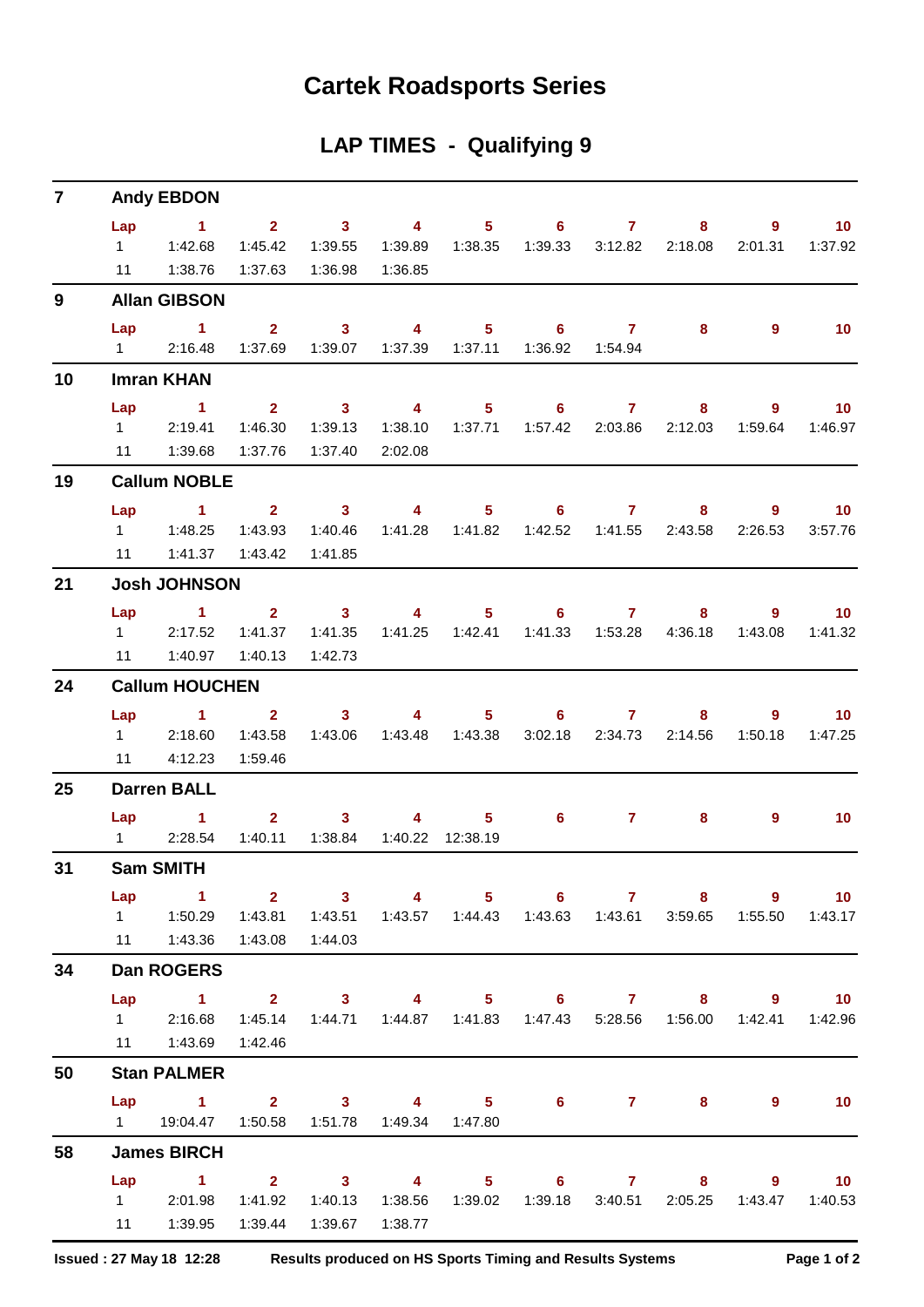# Cartek Roadsports Series

## LAP TIMES - Qualifying 9

**7 Andy EBDON**

| Lap | 1 | 2 | 3 | 4 | 5 | 6 | 7 | 8 | 9 | 10 |
|---|---|---|---|---|---|---|---|---|---|---|
| 1 | 1:42.68 | 1:45.42 | 1:39.55 | 1:39.89 | 1:38.35 | 1:39.33 | 3:12.82 | 2:18.08 | 2:01.31 | 1:37.92 |
| 11 | 1:38.76 | 1:37.63 | 1:36.98 | 1:36.85 | | | | | | |

**9 Allan GIBSON**

| Lap | 1 | 2 | 3 | 4 | 5 | 6 | 7 | 8 | 9 | 10 |
|---|---|---|---|---|---|---|---|---|---|---|
| 1 | 2:16.48 | 1:37.69 | 1:39.07 | 1:37.39 | 1:37.11 | 1:36.92 | 1:54.94 | | | |

**10 Imran KHAN**

| Lap | 1 | 2 | 3 | 4 | 5 | 6 | 7 | 8 | 9 | 10 |
|---|---|---|---|---|---|---|---|---|---|---|
| 1 | 2:19.41 | 1:46.30 | 1:39.13 | 1:38.10 | 1:37.71 | 1:57.42 | 2:03.86 | 2:12.03 | 1:59.64 | 1:46.97 |
| 11 | 1:39.68 | 1:37.76 | 1:37.40 | 2:02.08 | | | | | | |

**19 Callum NOBLE**

| Lap | 1 | 2 | 3 | 4 | 5 | 6 | 7 | 8 | 9 | 10 |
|---|---|---|---|---|---|---|---|---|---|---|
| 1 | 1:48.25 | 1:43.93 | 1:40.46 | 1:41.28 | 1:41.82 | 1:42.52 | 1:41.55 | 2:43.58 | 2:26.53 | 3:57.76 |
| 11 | 1:41.37 | 1:43.42 | 1:41.85 | | | | | | | |

**21 Josh JOHNSON**

| Lap | 1 | 2 | 3 | 4 | 5 | 6 | 7 | 8 | 9 | 10 |
|---|---|---|---|---|---|---|---|---|---|---|
| 1 | 2:17.52 | 1:41.37 | 1:41.35 | 1:41.25 | 1:42.41 | 1:41.33 | 1:53.28 | 4:36.18 | 1:43.08 | 1:41.32 |
| 11 | 1:40.97 | 1:40.13 | 1:42.73 | | | | | | | |

**24 Callum HOUCHEN**

| Lap | 1 | 2 | 3 | 4 | 5 | 6 | 7 | 8 | 9 | 10 |
|---|---|---|---|---|---|---|---|---|---|---|
| 1 | 2:18.60 | 1:43.58 | 1:43.06 | 1:43.48 | 1:43.38 | 3:02.18 | 2:34.73 | 2:14.56 | 1:50.18 | 1:47.25 |
| 11 | 4:12.23 | 1:59.46 | | | | | | | | |

**25 Darren BALL**

| Lap | 1 | 2 | 3 | 4 | 5 | 6 | 7 | 8 | 9 | 10 |
|---|---|---|---|---|---|---|---|---|---|---|
| 1 | 2:28.54 | 1:40.11 | 1:38.84 | 1:40.22 | 12:38.19 | | | | | |

**31 Sam SMITH**

| Lap | 1 | 2 | 3 | 4 | 5 | 6 | 7 | 8 | 9 | 10 |
|---|---|---|---|---|---|---|---|---|---|---|
| 1 | 1:50.29 | 1:43.81 | 1:43.51 | 1:43.57 | 1:44.43 | 1:43.63 | 1:43.61 | 3:59.65 | 1:55.50 | 1:43.17 |
| 11 | 1:43.36 | 1:43.08 | 1:44.03 | | | | | | | |

**34 Dan ROGERS**

| Lap | 1 | 2 | 3 | 4 | 5 | 6 | 7 | 8 | 9 | 10 |
|---|---|---|---|---|---|---|---|---|---|---|
| 1 | 2:16.68 | 1:45.14 | 1:44.71 | 1:44.87 | 1:41.83 | 1:47.43 | 5:28.56 | 1:56.00 | 1:42.41 | 1:42.96 |
| 11 | 1:43.69 | 1:42.46 | | | | | | | | |

**50 Stan PALMER**

| Lap | 1 | 2 | 3 | 4 | 5 | 6 | 7 | 8 | 9 | 10 |
|---|---|---|---|---|---|---|---|---|---|---|
| 1 | 19:04.47 | 1:50.58 | 1:51.78 | 1:49.34 | 1:47.80 | | | | | |

**58 James BIRCH**

| Lap | 1 | 2 | 3 | 4 | 5 | 6 | 7 | 8 | 9 | 10 |
|---|---|---|---|---|---|---|---|---|---|---|
| 1 | 2:01.98 | 1:41.92 | 1:40.13 | 1:38.56 | 1:39.02 | 1:39.18 | 3:40.51 | 2:05.25 | 1:43.47 | 1:40.53 |
| 11 | 1:39.95 | 1:39.44 | 1:39.67 | 1:38.77 | | | | | | |

**Issued : 27 May 18 12:28** **Results produced on HS Sports Timing and Results Systems**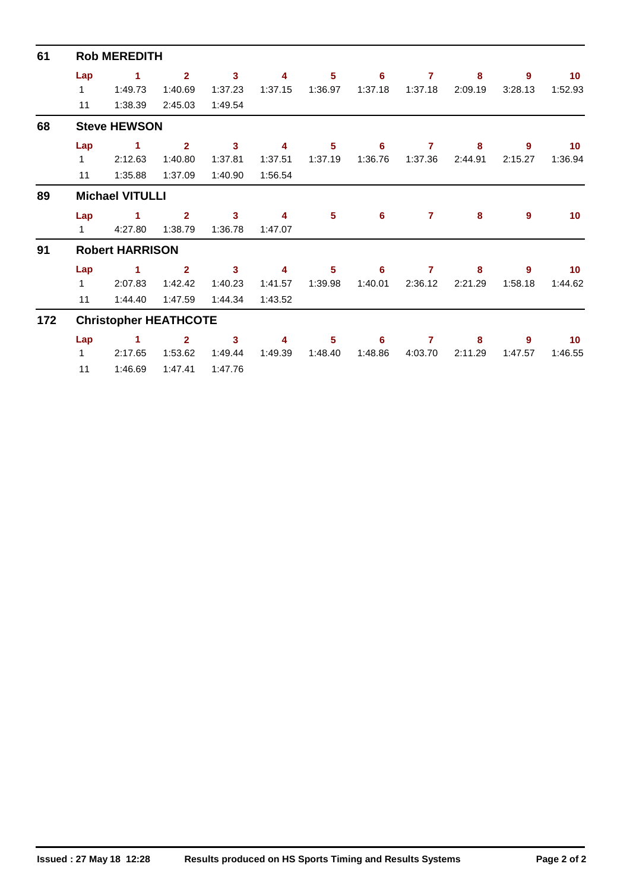## 61 Rob MEREDITH

| Lap | 1 | 2 | 3 | 4 | 5 | 6 | 7 | 8 | 9 | 10 |
|---|---|---|---|---|---|---|---|---|---|---|
| 1 | 1:49.73 | 1:40.69 | 1:37.23 | 1:37.15 | 1:36.97 | 1:37.18 | 1:37.18 | 2:09.19 | 3:28.13 | 1:52.93 |
| 11 | 1:38.39 | 2:45.03 | 1:49.54 | | | | | | | |

## 68 Steve HEWSON

| Lap | 1 | 2 | 3 | 4 | 5 | 6 | 7 | 8 | 9 | 10 |
|---|---|---|---|---|---|---|---|---|---|---|
| 1 | 2:12.63 | 1:40.80 | 1:37.81 | 1:37.51 | 1:37.19 | 1:36.76 | 1:37.36 | 2:44.91 | 2:15.27 | 1:36.94 |
| 11 | 1:35.88 | 1:37.09 | 1:40.90 | 1:56.54 | | | | | | |

## 89 Michael VITULLI

| Lap | 1 | 2 | 3 | 4 | 5 | 6 | 7 | 8 | 9 | 10 |
|---|---|---|---|---|---|---|---|---|---|---|
| 1 | 4:27.80 | 1:38.79 | 1:36.78 | 1:47.07 | | | | | | |

## 91 Robert HARRISON

| Lap | 1 | 2 | 3 | 4 | 5 | 6 | 7 | 8 | 9 | 10 |
|---|---|---|---|---|---|---|---|---|---|---|
| 1 | 2:07.83 | 1:42.42 | 1:40.23 | 1:41.57 | 1:39.98 | 1:40.01 | 2:36.12 | 2:21.29 | 1:58.18 | 1:44.62 |
| 11 | 1:44.40 | 1:47.59 | 1:44.34 | 1:43.52 | | | | | | |

## 172 Christopher HEATHCOTE

| Lap | 1 | 2 | 3 | 4 | 5 | 6 | 7 | 8 | 9 | 10 |
|---|---|---|---|---|---|---|---|---|---|---|
| 1 | 2:17.65 | 1:53.62 | 1:49.44 | 1:49.39 | 1:48.40 | 1:48.86 | 4:03.70 | 2:11.29 | 1:47.57 | 1:46.55 |
| 11 | 1:46.69 | 1:47.41 | 1:47.76 | | | | | | | |

**Issued : 27 May 18 12:28** **Results produced on HS Sports Timing and Results Systems**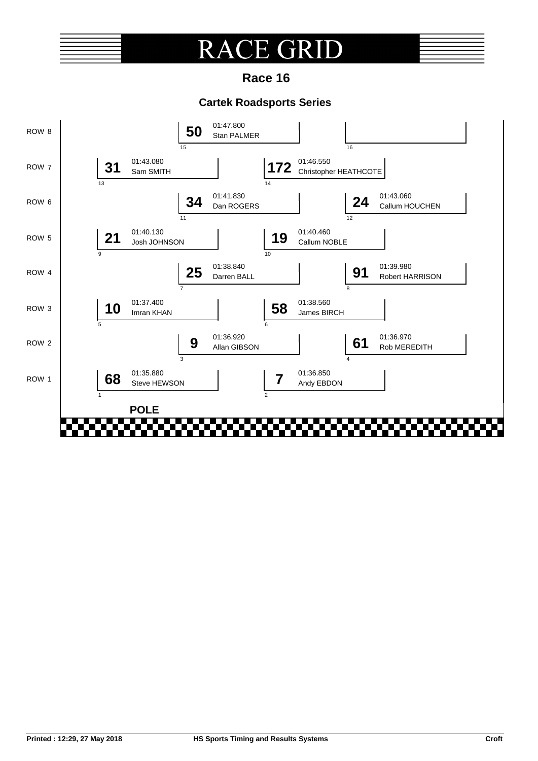# RACE GRID

## Race 16

### Cartek Roadsports Series

| Row | Left | Right |
|---|---|---|
| ROW 8 | **50** Stan PALMER 01:47.800 (15) | (16) |
| ROW 7 | **31** Sam SMITH 01:43.080 (13) | **172** Christopher HEATHCOTE 01:46.550 (14) |
| ROW 6 | **34** Dan ROGERS 01:41.830 (11) | **24** Callum HOUCHEN 01:43.060 (12) |
| ROW 5 | **21** Josh JOHNSON 01:40.130 (9) | **19** Callum NOBLE 01:40.460 (10) |
| ROW 4 | **25** Darren BALL 01:38.840 (7) | **91** Robert HARRISON 01:39.980 (8) |
| ROW 3 | **10** Imran KHAN 01:37.400 (5) | **58** James BIRCH 01:38.560 (6) |
| ROW 2 | **9** Allan GIBSON 01:36.920 (3) | **61** Rob MEREDITH 01:36.970 (4) |
| ROW 1 | **68** Steve HEWSON 01:35.880 (1) | **7** Andy EBDON 01:36.850 (2) |

**POLE**

**Printed : 12:29, 27 May 2018** **HS Sports Timing and Results Systems** **Croft**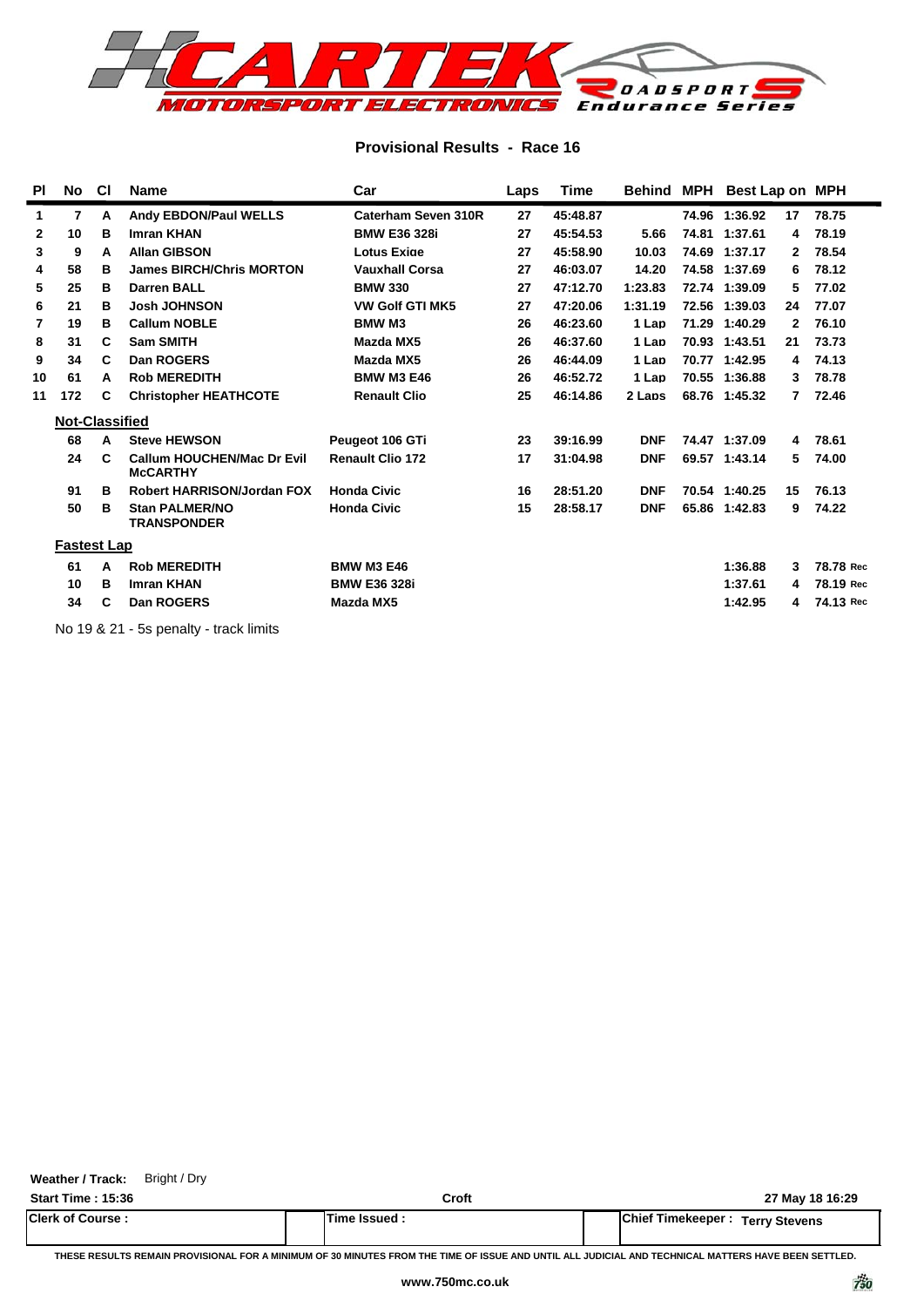CARTEK MOTORSPORT ELECTRONICS ROADSPORTS Endurance Series

## Provisional Results - Race 16

| Pl | No | Cl | Name | Car | Laps | Time | Behind | MPH | Best Lap | on | MPH |
|---|---|---|---|---|---|---|---|---|---|---|---|
| 1 | 7 | A | Andy EBDON/Paul WELLS | Caterham Seven 310R | 27 | 45:48.87 | | 74.96 | 1:36.92 | 17 | 78.75 |
| 2 | 10 | B | Imran KHAN | BMW E36 328i | 27 | 45:54.53 | 5.66 | 74.81 | 1:37.61 | 4 | 78.19 |
| 3 | 9 | A | Allan GIBSON | Lotus Exige | 27 | 45:58.90 | 10.03 | 74.69 | 1:37.17 | 2 | 78.54 |
| 4 | 58 | B | James BIRCH/Chris MORTON | Vauxhall Corsa | 27 | 46:03.07 | 14.20 | 74.58 | 1:37.69 | 6 | 78.12 |
| 5 | 25 | B | Darren BALL | BMW 330 | 27 | 47:12.70 | 1:23.83 | 72.74 | 1:39.09 | 5 | 77.02 |
| 6 | 21 | B | Josh JOHNSON | VW Golf GTI MK5 | 27 | 47:20.06 | 1:31.19 | 72.56 | 1:39.03 | 24 | 77.07 |
| 7 | 19 | B | Callum NOBLE | BMW M3 | 26 | 46:23.60 | 1 Lap | 71.29 | 1:40.29 | 2 | 76.10 |
| 8 | 31 | C | Sam SMITH | Mazda MX5 | 26 | 46:37.60 | 1 Lap | 70.93 | 1:43.51 | 21 | 73.73 |
| 9 | 34 | C | Dan ROGERS | Mazda MX5 | 26 | 46:44.09 | 1 Lap | 70.77 | 1:42.95 | 4 | 74.13 |
| 10 | 61 | A | Rob MEREDITH | BMW M3 E46 | 26 | 46:52.72 | 1 Lap | 70.55 | 1:36.88 | 3 | 78.78 |
| 11 | 172 | C | Christopher HEATHCOTE | Renault Clio | 25 | 46:14.86 | 2 Laps | 68.76 | 1:45.32 | 7 | 72.46 |
| | **Not-Classified** | | | | | | | | | | |
| | 68 | A | Steve HEWSON | Peugeot 106 GTi | 23 | 39:16.99 | DNF | 74.47 | 1:37.09 | 4 | 78.61 |
| | 24 | C | Callum HOUCHEN/Mac Dr Evil McCARTHY | Renault Clio 172 | 17 | 31:04.98 | DNF | 69.57 | 1:43.14 | 5 | 74.00 |
| | 91 | B | Robert HARRISON/Jordan FOX | Honda Civic | 16 | 28:51.20 | DNF | 70.54 | 1:40.25 | 15 | 76.13 |
| | 50 | B | Stan PALMER/NO TRANSPONDER | Honda Civic | 15 | 28:58.17 | DNF | 65.86 | 1:42.83 | 9 | 74.22 |
| | **Fastest Lap** | | | | | | | | | | |
| | 61 | A | Rob MEREDITH | BMW M3 E46 | | | | | 1:36.88 | 3 | 78.78 Rec |
| | 10 | B | Imran KHAN | BMW E36 328i | | | | | 1:37.61 | 4 | 78.19 Rec |
| | 34 | C | Dan ROGERS | Mazda MX5 | | | | | 1:42.95 | 4 | 74.13 Rec |

No 19 & 21 - 5s penalty - track limits

**Weather / Track:** Bright / Dry

| Start Time : 15:36 | Croft | 27 May 18 16:29 |
|---|---|---|
| Clerk of Course : | Time Issued : | Chief Timekeeper : Terry Stevens |

THESE RESULTS REMAIN PROVISIONAL FOR A MINIMUM OF 30 MINUTES FROM THE TIME OF ISSUE AND UNTIL ALL JUDICIAL AND TECHNICAL MATTERS HAVE BEEN SETTLED.

www.750mc.co.uk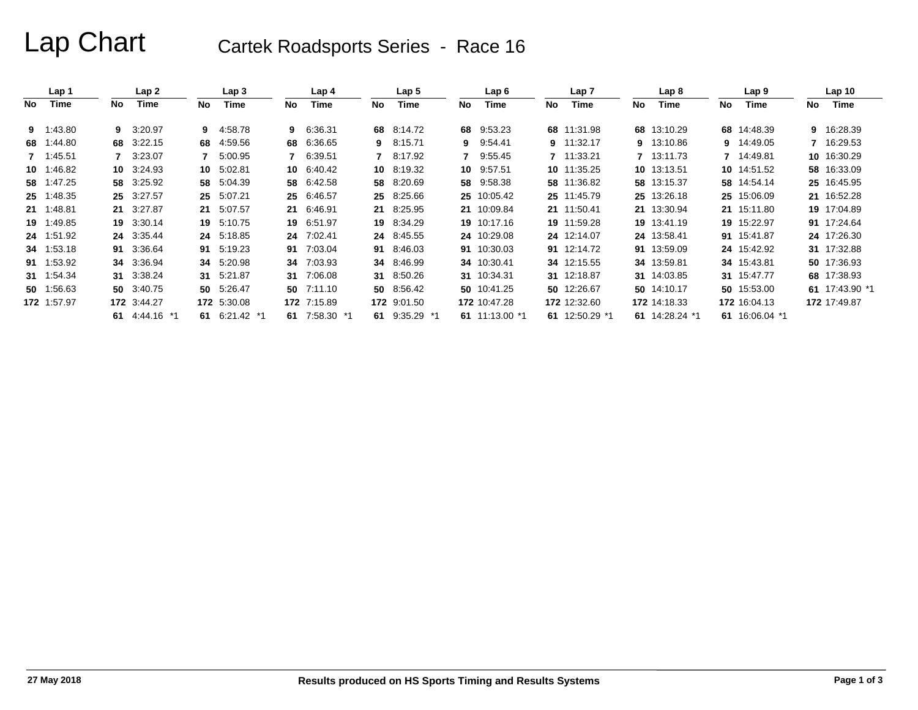# Lap Chart

## Cartek Roadsports Series - Race 16

| Lap 1 | | Lap 2 | | Lap 3 | | Lap 4 | | Lap 5 | | Lap 6 | | Lap 7 | | Lap 8 | | Lap 9 | | Lap 10 | |
|---|---|---|---|---|---|---|---|---|---|---|---|---|---|---|---|---|---|---|---|
| No | Time | No | Time | No | Time | No | Time | No | Time | No | Time | No | Time | No | Time | No | Time | No | Time |
| 9 | 1:43.80 | 9 | 3:20.97 | 9 | 4:58.78 | 9 | 6:36.31 | 68 | 8:14.72 | 68 | 9:53.23 | 68 | 11:31.98 | 68 | 13:10.29 | 68 | 14:48.39 | 9 | 16:28.39 |
| 68 | 1:44.80 | 68 | 3:22.15 | 68 | 4:59.56 | 68 | 6:36.65 | 9 | 8:15.71 | 9 | 9:54.41 | 9 | 11:32.17 | 9 | 13:10.86 | 9 | 14:49.05 | 7 | 16:29.53 |
| 7 | 1:45.51 | 7 | 3:23.07 | 7 | 5:00.95 | 7 | 6:39.51 | 7 | 8:17.92 | 7 | 9:55.45 | 7 | 11:33.21 | 7 | 13:11.73 | 7 | 14:49.81 | 10 | 16:30.29 |
| 10 | 1:46.82 | 10 | 3:24.93 | 10 | 5:02.81 | 10 | 6:40.42 | 10 | 8:19.32 | 10 | 9:57.51 | 10 | 11:35.25 | 10 | 13:13.51 | 10 | 14:51.52 | 58 | 16:33.09 |
| 58 | 1:47.25 | 58 | 3:25.92 | 58 | 5:04.39 | 58 | 6:42.58 | 58 | 8:20.69 | 58 | 9:58.38 | 58 | 11:36.82 | 58 | 13:15.37 | 58 | 14:54.14 | 25 | 16:45.95 |
| 25 | 1:48.35 | 25 | 3:27.57 | 25 | 5:07.21 | 25 | 6:46.57 | 25 | 8:25.66 | 25 | 10:05.42 | 25 | 11:45.79 | 25 | 13:26.18 | 25 | 15:06.09 | 21 | 16:52.28 |
| 21 | 1:48.81 | 21 | 3:27.87 | 21 | 5:07.57 | 21 | 6:46.91 | 21 | 8:25.95 | 21 | 10:09.84 | 21 | 11:50.41 | 21 | 13:30.94 | 21 | 15:11.80 | 19 | 17:04.89 |
| 19 | 1:49.85 | 19 | 3:30.14 | 19 | 5:10.75 | 19 | 6:51.97 | 19 | 8:34.29 | 19 | 10:17.16 | 19 | 11:59.28 | 19 | 13:41.19 | 19 | 15:22.97 | 91 | 17:24.64 |
| 24 | 1:51.92 | 24 | 3:35.44 | 24 | 5:18.85 | 24 | 7:02.41 | 24 | 8:45.55 | 24 | 10:29.08 | 24 | 12:14.07 | 24 | 13:58.41 | 91 | 15:41.87 | 24 | 17:26.30 |
| 34 | 1:53.18 | 91 | 3:36.64 | 91 | 5:19.23 | 91 | 7:03.04 | 91 | 8:46.03 | 91 | 10:30.03 | 91 | 12:14.72 | 91 | 13:59.09 | 24 | 15:42.92 | 31 | 17:32.88 |
| 91 | 1:53.92 | 34 | 3:36.94 | 34 | 5:20.98 | 34 | 7:03.93 | 34 | 8:46.99 | 34 | 10:30.41 | 34 | 12:15.55 | 34 | 13:59.81 | 34 | 15:43.81 | 50 | 17:36.93 |
| 31 | 1:54.34 | 31 | 3:38.24 | 31 | 5:21.87 | 31 | 7:06.08 | 31 | 8:50.26 | 31 | 10:34.31 | 31 | 12:18.87 | 31 | 14:03.85 | 31 | 15:47.77 | 68 | 17:38.93 |
| 50 | 1:56.63 | 50 | 3:40.75 | 50 | 5:26.47 | 50 | 7:11.10 | 50 | 8:56.42 | 50 | 10:41.25 | 50 | 12:26.67 | 50 | 14:10.17 | 50 | 15:53.00 | 61 | 17:43.90 *1 |
| 172 | 1:57.97 | 172 | 3:44.27 | 172 | 5:30.08 | 172 | 7:15.89 | 172 | 9:01.50 | 172 | 10:47.28 | 172 | 12:32.60 | 172 | 14:18.33 | 172 | 16:04.13 | 172 | 17:49.87 |
| | | 61 | 4:44.16 *1 | 61 | 6:21.42 *1 | 61 | 7:58.30 *1 | 61 | 9:35.29 *1 | 61 | 11:13.00 *1 | 61 | 12:50.29 *1 | 61 | 14:28.24 *1 | 61 | 16:06.04 *1 | | |

27 May 2018

Results produced on HS Sports Timing and Results Systems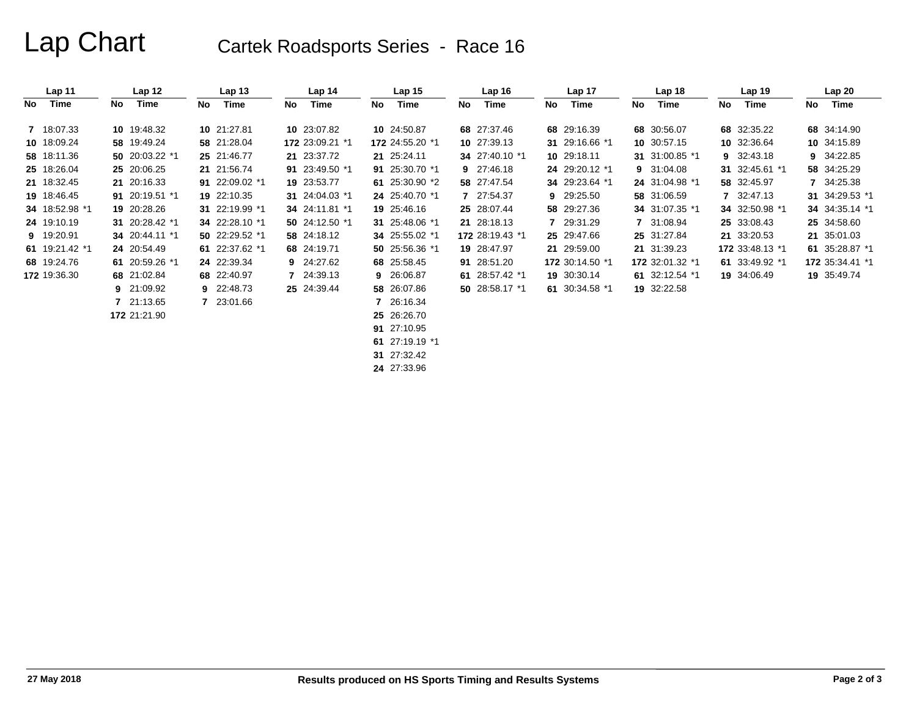# Lap Chart

## Cartek Roadsports Series - Race 16

| Lap 11 | | Lap 12 | | Lap 13 | | Lap 14 | | Lap 15 | | Lap 16 | | Lap 17 | | Lap 18 | | Lap 19 | | Lap 20 | |
|---|---|---|---|---|---|---|---|---|---|---|---|---|---|---|---|---|---|---|---|
| **No** | **Time** | **No** | **Time** | **No** | **Time** | **No** | **Time** | **No** | **Time** | **No** | **Time** | **No** | **Time** | **No** | **Time** | **No** | **Time** | **No** | **Time** |
| **7** | 18:07.33 | **10** | 19:48.32 | **10** | 21:27.81 | **10** | 23:07.82 | **10** | 24:50.87 | **68** | 27:37.46 | **68** | 29:16.39 | **68** | 30:56.07 | **68** | 32:35.22 | **68** | 34:14.90 |
| **10** | 18:09.24 | **58** | 19:49.24 | **58** | 21:28.04 | **172** | 23:09.21 *1 | **172** | 24:55.20 *1 | **10** | 27:39.13 | **31** | 29:16.66 *1 | **10** | 30:57.15 | **10** | 32:36.64 | **10** | 34:15.89 |
| **58** | 18:11.36 | **50** | 20:03.22 *1 | **25** | 21:46.77 | **21** | 23:37.72 | **21** | 25:24.11 | **34** | 27:40.10 *1 | **10** | 29:18.11 | **31** | 31:00.85 *1 | **9** | 32:43.18 | **9** | 34:22.85 |
| **25** | 18:26.04 | **25** | 20:06.25 | **21** | 21:56.74 | **91** | 23:49.50 *1 | **91** | 25:30.70 *1 | **9** | 27:46.18 | **24** | 29:20.12 *1 | **9** | 31:04.08 | **31** | 32:45.61 *1 | **58** | 34:25.29 |
| **21** | 18:32.45 | **21** | 20:16.33 | **91** | 22:09.02 *1 | **19** | 23:53.77 | **61** | 25:30.90 *2 | **58** | 27:47.54 | **34** | 29:23.64 *1 | **24** | 31:04.98 *1 | **58** | 32:45.97 | **7** | 34:25.38 |
| **19** | 18:46.45 | **91** | 20:19.51 *1 | **19** | 22:10.35 | **31** | 24:04.03 *1 | **24** | 25:40.70 *1 | **7** | 27:54.37 | **9** | 29:25.50 | **58** | 31:06.59 | **7** | 32:47.13 | **31** | 34:29.53 *1 |
| **34** | 18:52.98 *1 | **19** | 20:28.26 | **31** | 22:19.99 *1 | **34** | 24:11.81 *1 | **19** | 25:46.16 | **25** | 28:07.44 | **58** | 29:27.36 | **34** | 31:07.35 *1 | **34** | 32:50.98 *1 | **34** | 34:35.14 *1 |
| **24** | 19:10.19 | **31** | 20:28.42 *1 | **34** | 22:28.10 *1 | **50** | 24:12.50 *1 | **31** | 25:48.06 *1 | **21** | 28:18.13 | **7** | 29:31.29 | **7** | 31:08.94 | **25** | 33:08.43 | **25** | 34:58.60 |
| **9** | 19:20.91 | **34** | 20:44.11 *1 | **50** | 22:29.52 *1 | **58** | 24:18.12 | **34** | 25:55.02 *1 | **172** | 28:19.43 *1 | **25** | 29:47.66 | **25** | 31:27.84 | **21** | 33:20.53 | **21** | 35:01.03 |
| **61** | 19:21.42 *1 | **24** | 20:54.49 | **61** | 22:37.62 *1 | **68** | 24:19.71 | **50** | 25:56.36 *1 | **19** | 28:47.97 | **21** | 29:59.00 | **21** | 31:39.23 | **172** | 33:48.13 *1 | **61** | 35:28.87 *1 |
| **68** | 19:24.76 | **61** | 20:59.26 *1 | **24** | 22:39.34 | **9** | 24:27.62 | **68** | 25:58.45 | **91** | 28:51.20 | **172** | 30:14.50 *1 | **172** | 32:01.32 *1 | **61** | 33:49.92 *1 | **172** | 35:34.41 *1 |
| **172** | 19:36.30 | **68** | 21:02.84 | **68** | 22:40.97 | **7** | 24:39.13 | **9** | 26:06.87 | **61** | 28:57.42 *1 | **19** | 30:30.14 | **61** | 32:12.54 *1 | **19** | 34:06.49 | **19** | 35:49.74 |
| | | **9** | 21:09.92 | **9** | 22:48.73 | **25** | 24:39.44 | **58** | 26:07.86 | **50** | 28:58.17 *1 | **61** | 30:34.58 *1 | **19** | 32:22.58 | | | | |
| | | **7** | 21:13.65 | **7** | 23:01.66 | | | **7** | 26:16.34 | | | | | | | | | | |
| | | **172** | 21:21.90 | | | | | **25** | 26:26.70 | | | | | | | | | | |
| | | | | | | | | **91** | 27:10.95 | | | | | | | | | | |
| | | | | | | | | **61** | 27:19.19 *1 | | | | | | | | | | |
| | | | | | | | | **31** | 27:32.42 | | | | | | | | | | |
| | | | | | | | | **24** | 27:33.96 | | | | | | | | | | |

27 May 2018

Results produced on HS Sports Timing and Results Systems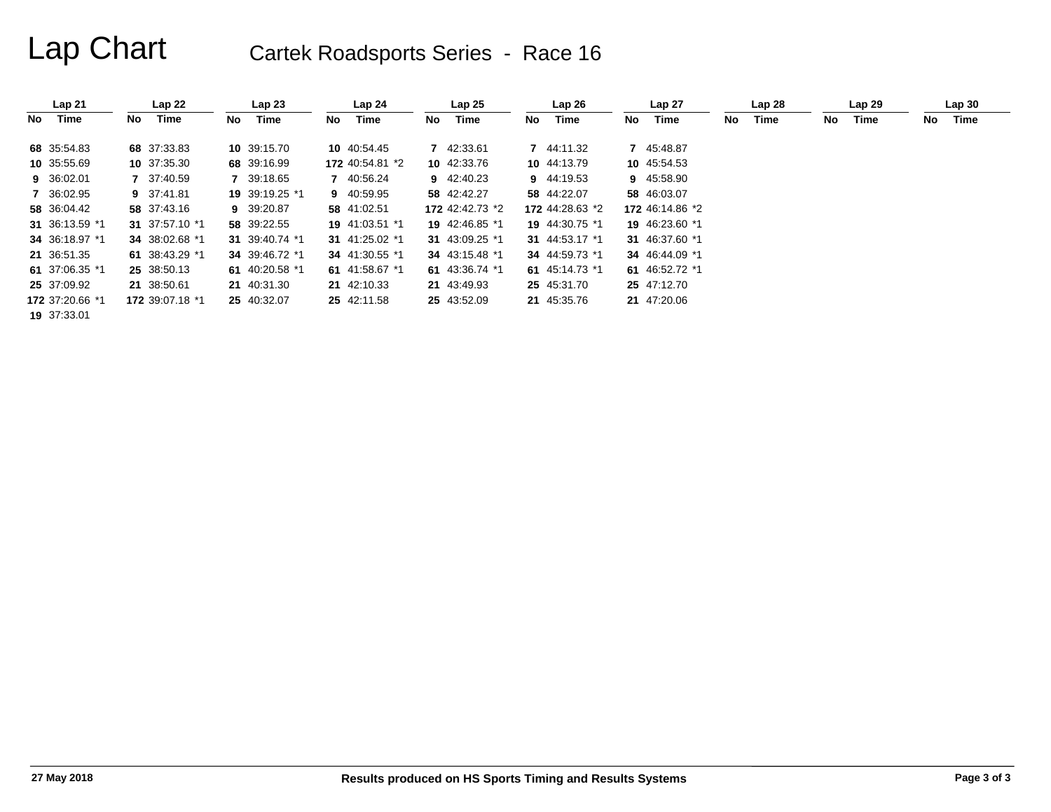# Lap Chart

## Cartek Roadsports Series - Race 16

| Lap 21 | | Lap 22 | | Lap 23 | | Lap 24 | | Lap 25 | | Lap 26 | | Lap 27 | | Lap 28 | | Lap 29 | | Lap 30 | |
|---|---|---|---|---|---|---|---|---|---|---|---|---|---|---|---|---|---|---|---|
| No | Time | No | Time | No | Time | No | Time | No | Time | No | Time | No | Time | No | Time | No | Time | No | Time |
| 68 | 35:54.83 | 68 | 37:33.83 | 10 | 39:15.70 | 10 | 40:54.45 | 7 | 42:33.61 | 7 | 44:11.32 | 7 | 45:48.87 | | | | | | |
| 10 | 35:55.69 | 10 | 37:35.30 | 68 | 39:16.99 | 172 | 40:54.81 *2 | 10 | 42:33.76 | 10 | 44:13.79 | 10 | 45:54.53 | | | | | | |
| 9 | 36:02.01 | 7 | 37:40.59 | 7 | 39:18.65 | 7 | 40:56.24 | 9 | 42:40.23 | 9 | 44:19.53 | 9 | 45:58.90 | | | | | | |
| 7 | 36:02.95 | 9 | 37:41.81 | 19 | 39:19.25 *1 | 9 | 40:59.95 | 58 | 42:42.27 | 58 | 44:22.07 | 58 | 46:03.07 | | | | | | |
| 58 | 36:04.42 | 58 | 37:43.16 | 9 | 39:20.87 | 58 | 41:02.51 | 172 | 42:42.73 *2 | 172 | 44:28.63 *2 | 172 | 46:14.86 *2 | | | | | | |
| 31 | 36:13.59 *1 | 31 | 37:57.10 *1 | 58 | 39:22.55 | 19 | 41:03.51 *1 | 19 | 42:46.85 *1 | 19 | 44:30.75 *1 | 19 | 46:23.60 *1 | | | | | | |
| 34 | 36:18.97 *1 | 34 | 38:02.68 *1 | 31 | 39:40.74 *1 | 31 | 41:25.02 *1 | 31 | 43:09.25 *1 | 31 | 44:53.17 *1 | 31 | 46:37.60 *1 | | | | | | |
| 21 | 36:51.35 | 61 | 38:43.29 *1 | 34 | 39:46.72 *1 | 34 | 41:30.55 *1 | 34 | 43:15.48 *1 | 34 | 44:59.73 *1 | 34 | 46:44.09 *1 | | | | | | |
| 61 | 37:06.35 *1 | 25 | 38:50.13 | 61 | 40:20.58 *1 | 61 | 41:58.67 *1 | 61 | 43:36.74 *1 | 61 | 45:14.73 *1 | 61 | 46:52.72 *1 | | | | | | |
| 25 | 37:09.92 | 21 | 38:50.61 | 21 | 40:31.30 | 21 | 42:10.33 | 21 | 43:49.93 | 25 | 45:31.70 | 25 | 47:12.70 | | | | | | |
| 172 | 37:20.66 *1 | 172 | 39:07.18 *1 | 25 | 40:32.07 | 25 | 42:11.58 | 25 | 43:52.09 | 21 | 45:35.76 | 21 | 47:20.06 | | | | | | |
| 19 | 37:33.01 | | | | | | | | | | | | | | | | | | |

27 May 2018 — Results produced on HS Sports Timing and Results Systems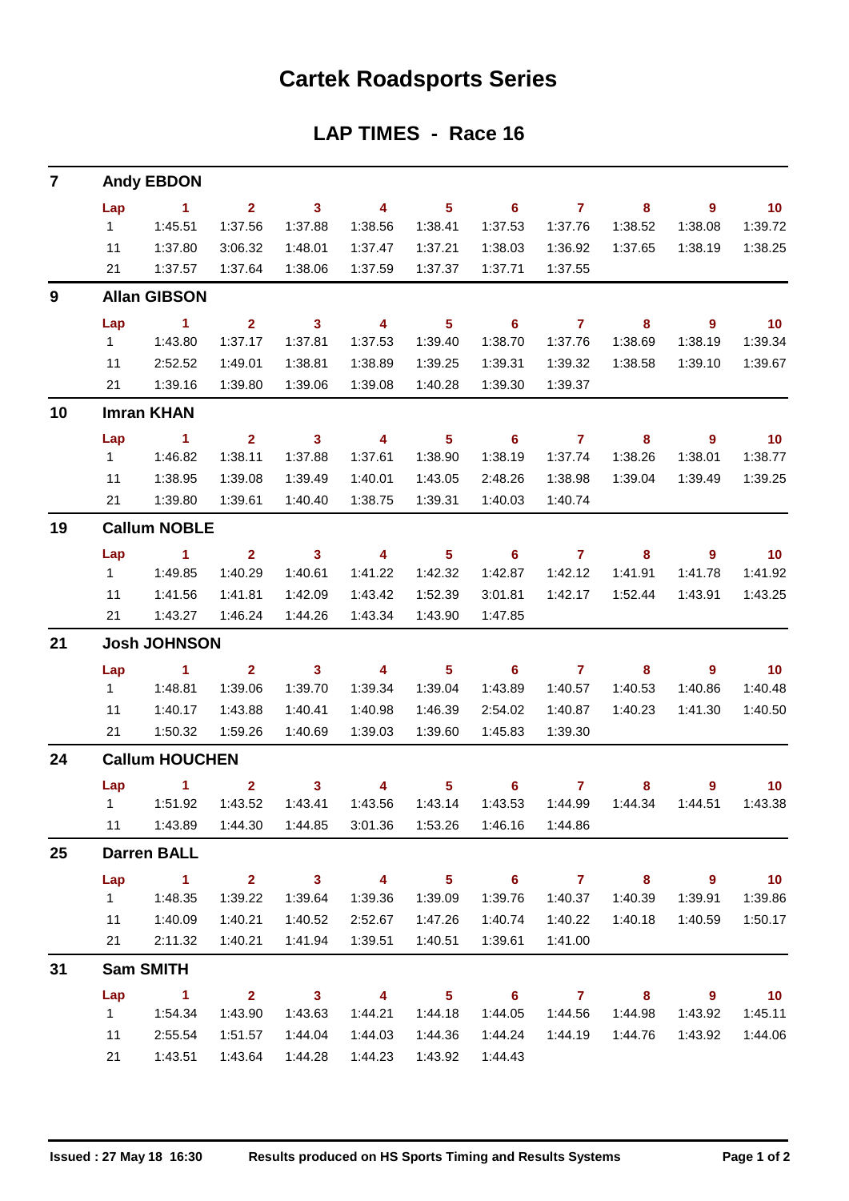# Cartek Roadsports Series

## LAP TIMES - Race 16

### 7 Andy EBDON

| Lap | 1 | 2 | 3 | 4 | 5 | 6 | 7 | 8 | 9 | 10 |
|---|---|---|---|---|---|---|---|---|---|---|
| 1 | 1:45.51 | 1:37.56 | 1:37.88 | 1:38.56 | 1:38.41 | 1:37.53 | 1:37.76 | 1:38.52 | 1:38.08 | 1:39.72 |
| 11 | 1:37.80 | 3:06.32 | 1:48.01 | 1:37.47 | 1:37.21 | 1:38.03 | 1:36.92 | 1:37.65 | 1:38.19 | 1:38.25 |
| 21 | 1:37.57 | 1:37.64 | 1:38.06 | 1:37.59 | 1:37.37 | 1:37.71 | 1:37.55 | | | |

### 9 Allan GIBSON

| Lap | 1 | 2 | 3 | 4 | 5 | 6 | 7 | 8 | 9 | 10 |
|---|---|---|---|---|---|---|---|---|---|---|
| 1 | 1:43.80 | 1:37.17 | 1:37.81 | 1:37.53 | 1:39.40 | 1:38.70 | 1:37.76 | 1:38.69 | 1:38.19 | 1:39.34 |
| 11 | 2:52.52 | 1:49.01 | 1:38.81 | 1:38.89 | 1:39.25 | 1:39.31 | 1:39.32 | 1:38.58 | 1:39.10 | 1:39.67 |
| 21 | 1:39.16 | 1:39.80 | 1:39.06 | 1:39.08 | 1:40.28 | 1:39.30 | 1:39.37 | | | |

### 10 Imran KHAN

| Lap | 1 | 2 | 3 | 4 | 5 | 6 | 7 | 8 | 9 | 10 |
|---|---|---|---|---|---|---|---|---|---|---|
| 1 | 1:46.82 | 1:38.11 | 1:37.88 | 1:37.61 | 1:38.90 | 1:38.19 | 1:37.74 | 1:38.26 | 1:38.01 | 1:38.77 |
| 11 | 1:38.95 | 1:39.08 | 1:39.49 | 1:40.01 | 1:43.05 | 2:48.26 | 1:38.98 | 1:39.04 | 1:39.49 | 1:39.25 |
| 21 | 1:39.80 | 1:39.61 | 1:40.40 | 1:38.75 | 1:39.31 | 1:40.03 | 1:40.74 | | | |

### 19 Callum NOBLE

| Lap | 1 | 2 | 3 | 4 | 5 | 6 | 7 | 8 | 9 | 10 |
|---|---|---|---|---|---|---|---|---|---|---|
| 1 | 1:49.85 | 1:40.29 | 1:40.61 | 1:41.22 | 1:42.32 | 1:42.87 | 1:42.12 | 1:41.91 | 1:41.78 | 1:41.92 |
| 11 | 1:41.56 | 1:41.81 | 1:42.09 | 1:43.42 | 1:52.39 | 3:01.81 | 1:42.17 | 1:52.44 | 1:43.91 | 1:43.25 |
| 21 | 1:43.27 | 1:46.24 | 1:44.26 | 1:43.34 | 1:43.90 | 1:47.85 | | | | |

### 21 Josh JOHNSON

| Lap | 1 | 2 | 3 | 4 | 5 | 6 | 7 | 8 | 9 | 10 |
|---|---|---|---|---|---|---|---|---|---|---|
| 1 | 1:48.81 | 1:39.06 | 1:39.70 | 1:39.34 | 1:39.04 | 1:43.89 | 1:40.57 | 1:40.53 | 1:40.86 | 1:40.48 |
| 11 | 1:40.17 | 1:43.88 | 1:40.41 | 1:40.98 | 1:46.39 | 2:54.02 | 1:40.87 | 1:40.23 | 1:41.30 | 1:40.50 |
| 21 | 1:50.32 | 1:59.26 | 1:40.69 | 1:39.03 | 1:39.60 | 1:45.83 | 1:39.30 | | | |

### 24 Callum HOUCHEN

| Lap | 1 | 2 | 3 | 4 | 5 | 6 | 7 | 8 | 9 | 10 |
|---|---|---|---|---|---|---|---|---|---|---|
| 1 | 1:51.92 | 1:43.52 | 1:43.41 | 1:43.56 | 1:43.14 | 1:43.53 | 1:44.99 | 1:44.34 | 1:44.51 | 1:43.38 |
| 11 | 1:43.89 | 1:44.30 | 1:44.85 | 3:01.36 | 1:53.26 | 1:46.16 | 1:44.86 | | | |

### 25 Darren BALL

| Lap | 1 | 2 | 3 | 4 | 5 | 6 | 7 | 8 | 9 | 10 |
|---|---|---|---|---|---|---|---|---|---|---|
| 1 | 1:48.35 | 1:39.22 | 1:39.64 | 1:39.36 | 1:39.09 | 1:39.76 | 1:40.37 | 1:40.39 | 1:39.91 | 1:39.86 |
| 11 | 1:40.09 | 1:40.21 | 1:40.52 | 2:52.67 | 1:47.26 | 1:40.74 | 1:40.22 | 1:40.18 | 1:40.59 | 1:50.17 |
| 21 | 2:11.32 | 1:40.21 | 1:41.94 | 1:39.51 | 1:40.51 | 1:39.61 | 1:41.00 | | | |

### 31 Sam SMITH

| Lap | 1 | 2 | 3 | 4 | 5 | 6 | 7 | 8 | 9 | 10 |
|---|---|---|---|---|---|---|---|---|---|---|
| 1 | 1:54.34 | 1:43.90 | 1:43.63 | 1:44.21 | 1:44.18 | 1:44.05 | 1:44.56 | 1:44.98 | 1:43.92 | 1:45.11 |
| 11 | 2:55.54 | 1:51.57 | 1:44.04 | 1:44.03 | 1:44.36 | 1:44.24 | 1:44.19 | 1:44.76 | 1:43.92 | 1:44.06 |
| 21 | 1:43.51 | 1:43.64 | 1:44.28 | 1:44.23 | 1:43.92 | 1:44.43 | | | | |

**Issued : 27 May 18 16:30** **Results produced on HS Sports Timing and Results Systems**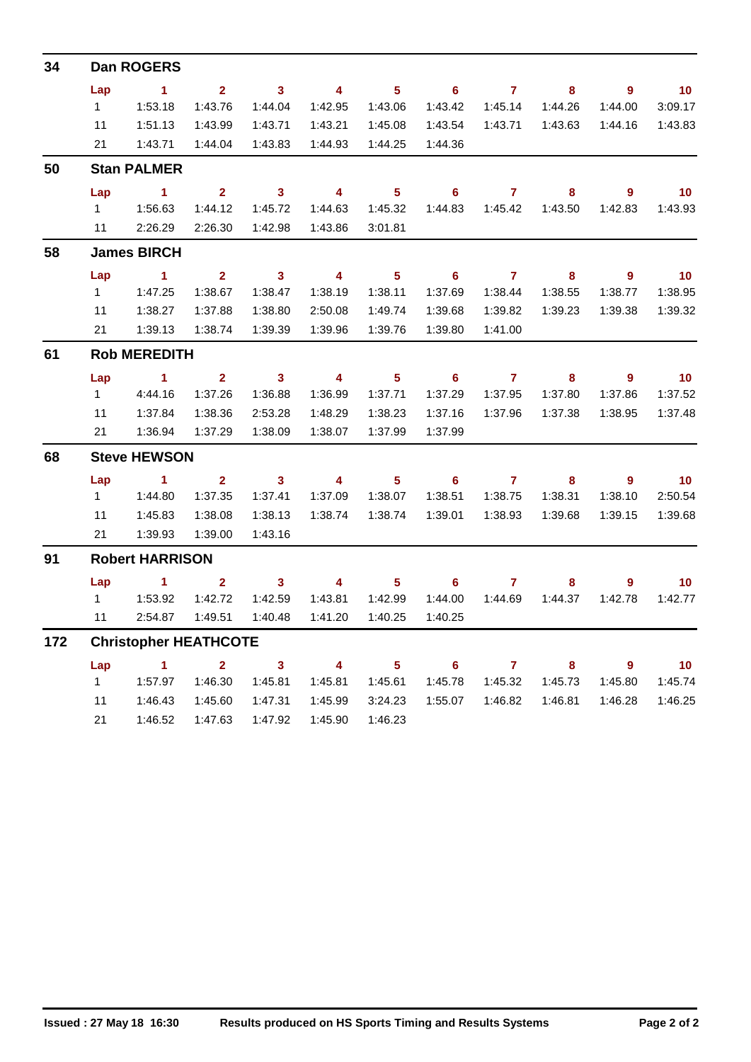## 34 Dan ROGERS

| Lap | 1 | 2 | 3 | 4 | 5 | 6 | 7 | 8 | 9 | 10 |
|---|---|---|---|---|---|---|---|---|---|---|
| 1 | 1:53.18 | 1:43.76 | 1:44.04 | 1:42.95 | 1:43.06 | 1:43.42 | 1:45.14 | 1:44.26 | 1:44.00 | 3:09.17 |
| 11 | 1:51.13 | 1:43.99 | 1:43.71 | 1:43.21 | 1:45.08 | 1:43.54 | 1:43.71 | 1:43.63 | 1:44.16 | 1:43.83 |
| 21 | 1:43.71 | 1:44.04 | 1:43.83 | 1:44.93 | 1:44.25 | 1:44.36 | | | | |

## 50 Stan PALMER

| Lap | 1 | 2 | 3 | 4 | 5 | 6 | 7 | 8 | 9 | 10 |
|---|---|---|---|---|---|---|---|---|---|---|
| 1 | 1:56.63 | 1:44.12 | 1:45.72 | 1:44.63 | 1:45.32 | 1:44.83 | 1:45.42 | 1:43.50 | 1:42.83 | 1:43.93 |
| 11 | 2:26.29 | 2:26.30 | 1:42.98 | 1:43.86 | 3:01.81 | | | | | |

## 58 James BIRCH

| Lap | 1 | 2 | 3 | 4 | 5 | 6 | 7 | 8 | 9 | 10 |
|---|---|---|---|---|---|---|---|---|---|---|
| 1 | 1:47.25 | 1:38.67 | 1:38.47 | 1:38.19 | 1:38.11 | 1:37.69 | 1:38.44 | 1:38.55 | 1:38.77 | 1:38.95 |
| 11 | 1:38.27 | 1:37.88 | 1:38.80 | 2:50.08 | 1:49.74 | 1:39.68 | 1:39.82 | 1:39.23 | 1:39.38 | 1:39.32 |
| 21 | 1:39.13 | 1:38.74 | 1:39.39 | 1:39.96 | 1:39.76 | 1:39.80 | 1:41.00 | | | |

## 61 Rob MEREDITH

| Lap | 1 | 2 | 3 | 4 | 5 | 6 | 7 | 8 | 9 | 10 |
|---|---|---|---|---|---|---|---|---|---|---|
| 1 | 4:44.16 | 1:37.26 | 1:36.88 | 1:36.99 | 1:37.71 | 1:37.29 | 1:37.95 | 1:37.80 | 1:37.86 | 1:37.52 |
| 11 | 1:37.84 | 1:38.36 | 2:53.28 | 1:48.29 | 1:38.23 | 1:37.16 | 1:37.96 | 1:37.38 | 1:38.95 | 1:37.48 |
| 21 | 1:36.94 | 1:37.29 | 1:38.09 | 1:38.07 | 1:37.99 | 1:37.99 | | | | |

## 68 Steve HEWSON

| Lap | 1 | 2 | 3 | 4 | 5 | 6 | 7 | 8 | 9 | 10 |
|---|---|---|---|---|---|---|---|---|---|---|
| 1 | 1:44.80 | 1:37.35 | 1:37.41 | 1:37.09 | 1:38.07 | 1:38.51 | 1:38.75 | 1:38.31 | 1:38.10 | 2:50.54 |
| 11 | 1:45.83 | 1:38.08 | 1:38.13 | 1:38.74 | 1:38.74 | 1:39.01 | 1:38.93 | 1:39.68 | 1:39.15 | 1:39.68 |
| 21 | 1:39.93 | 1:39.00 | 1:43.16 | | | | | | | |

## 91 Robert HARRISON

| Lap | 1 | 2 | 3 | 4 | 5 | 6 | 7 | 8 | 9 | 10 |
|---|---|---|---|---|---|---|---|---|---|---|
| 1 | 1:53.92 | 1:42.72 | 1:42.59 | 1:43.81 | 1:42.99 | 1:44.00 | 1:44.69 | 1:44.37 | 1:42.78 | 1:42.77 |
| 11 | 2:54.87 | 1:49.51 | 1:40.48 | 1:41.20 | 1:40.25 | 1:40.25 | | | | |

## 172 Christopher HEATHCOTE

| Lap | 1 | 2 | 3 | 4 | 5 | 6 | 7 | 8 | 9 | 10 |
|---|---|---|---|---|---|---|---|---|---|---|
| 1 | 1:57.97 | 1:46.30 | 1:45.81 | 1:45.81 | 1:45.61 | 1:45.78 | 1:45.32 | 1:45.73 | 1:45.80 | 1:45.74 |
| 11 | 1:46.43 | 1:45.60 | 1:47.31 | 1:45.99 | 3:24.23 | 1:55.07 | 1:46.82 | 1:46.81 | 1:46.28 | 1:46.25 |
| 21 | 1:46.52 | 1:47.63 | 1:47.92 | 1:45.90 | 1:46.23 | | | | | |

Issued : 27 May 18 16:30 Results produced on HS Sports Timing and Results Systems